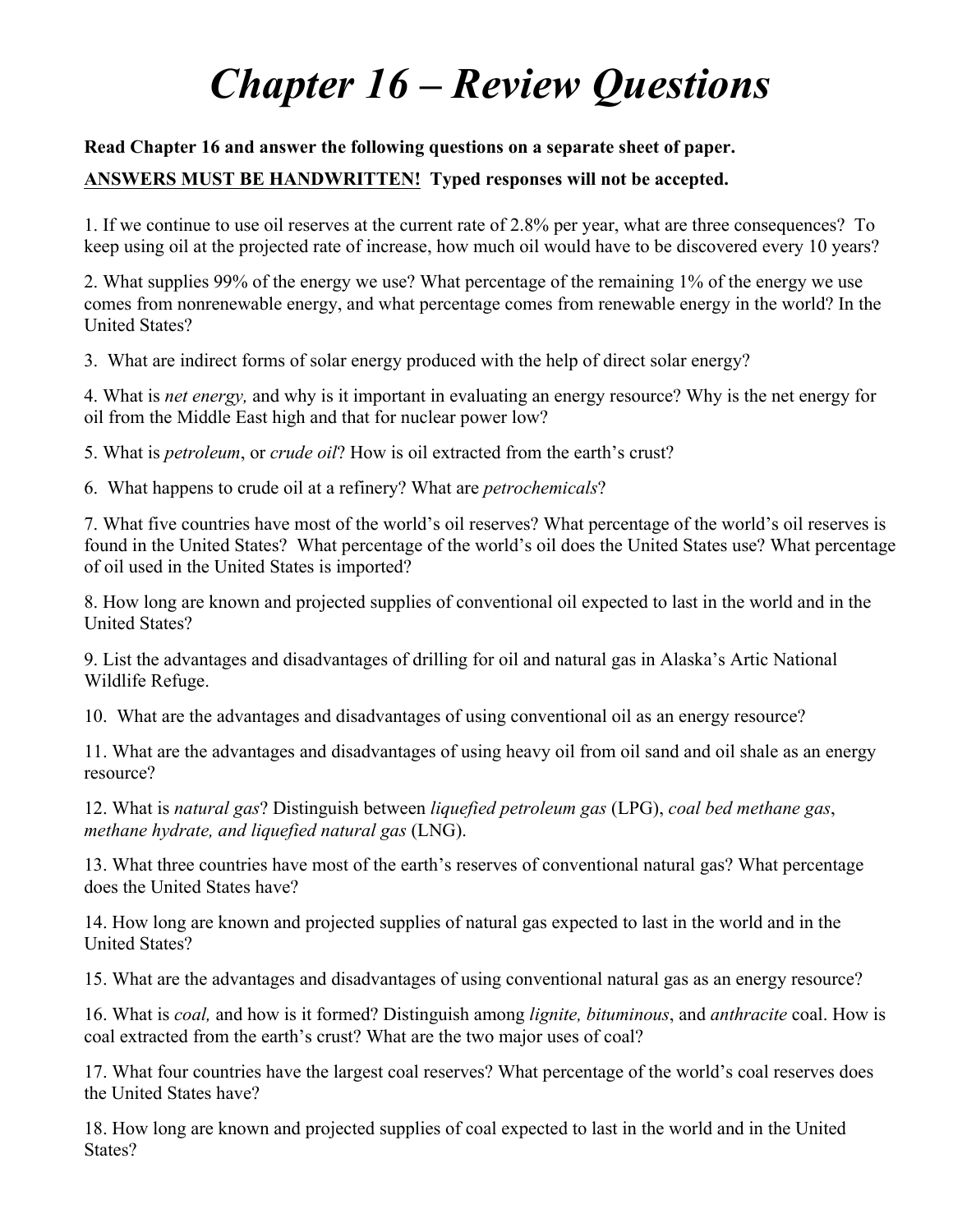# *Chapter 16 – Review Questions*

**Read Chapter 16 and answer the following questions on a separate sheet of paper.**

**<u>ANSWERS MUST BE HANDWRITTEN!</u> Typed responses will not be accepted.**

1. If we continue to use oil reserves at the current rate of 2.8% per year, what are three consequences? To keep using oil at the projected rate of increase, how much oil would have to be discovered every 10 years?

2. What supplies 99% of the energy we use? What percentage of the remaining 1% of the energy we use comes from nonrenewable energy, and what percentage comes from renewable energy in the world? In the United States?

3. What are indirect forms of solar energy produced with the help of direct solar energy?

4. What is *net energy,* and why is it important in evaluating an energy resource? Why is the net energy for oil from the Middle East high and that for nuclear power low?

5. What is *petroleum*, or *crude oil*? How is oil extracted from the earth's crust?

6. What happens to crude oil at a refinery? What are *petrochemicals*?

7. What five countries have most of the world's oil reserves? What percentage of the world's oil reserves is found in the United States? What percentage of the world's oil does the United States use? What percentage of oil used in the United States is imported?

8. How long are known and projected supplies of conventional oil expected to last in the world and in the United States?

9. List the advantages and disadvantages of drilling for oil and natural gas in Alaska's Artic National Wildlife Refuge.

10. What are the advantages and disadvantages of using conventional oil as an energy resource?

11. What are the advantages and disadvantages of using heavy oil from oil sand and oil shale as an energy resource?

12. What is *natural gas*? Distinguish between *liquefied petroleum gas* (LPG), *coal bed methane gas*, *methane hydrate, and liquefied natural gas* (LNG).

13. What three countries have most of the earth's reserves of conventional natural gas? What percentage does the United States have?

14. How long are known and projected supplies of natural gas expected to last in the world and in the United States?

15. What are the advantages and disadvantages of using conventional natural gas as an energy resource?

16. What is *coal,* and how is it formed? Distinguish among *lignite, bituminous*, and *anthracite* coal. How is coal extracted from the earth's crust? What are the two major uses of coal?

17. What four countries have the largest coal reserves? What percentage of the world's coal reserves does the United States have?

18. How long are known and projected supplies of coal expected to last in the world and in the United States?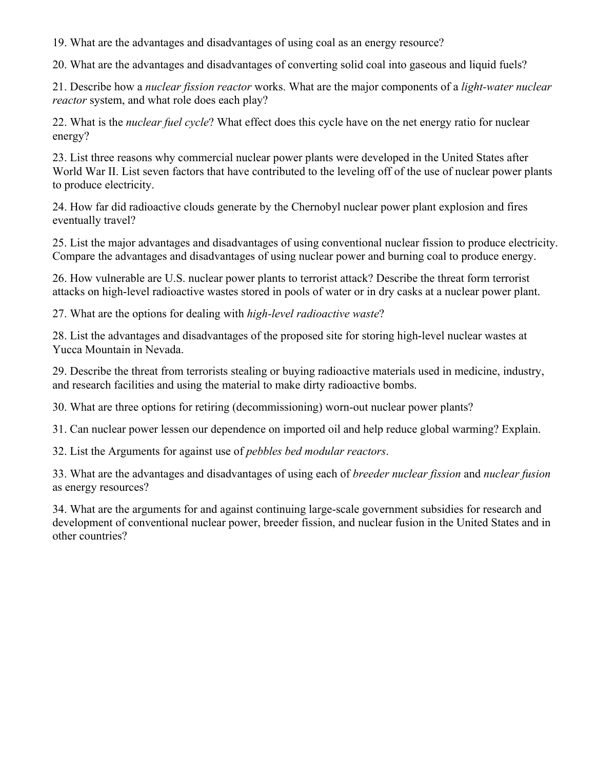19. What are the advantages and disadvantages of using coal as an energy resource?

20. What are the advantages and disadvantages of converting solid coal into gaseous and liquid fuels?

21. Describe how a *nuclear fission reactor* works. What are the major components of a *light-water nuclear reactor* system, and what role does each play?

22. What is the *nuclear fuel cycle*? What effect does this cycle have on the net energy ratio for nuclear energy?

23. List three reasons why commercial nuclear power plants were developed in the United States after World War II. List seven factors that have contributed to the leveling off of the use of nuclear power plants to produce electricity.

24. How far did radioactive clouds generate by the Chernobyl nuclear power plant explosion and fires eventually travel?

25. List the major advantages and disadvantages of using conventional nuclear fission to produce electricity. Compare the advantages and disadvantages of using nuclear power and burning coal to produce energy.

26. How vulnerable are U.S. nuclear power plants to terrorist attack? Describe the threat form terrorist attacks on high-level radioactive wastes stored in pools of water or in dry casks at a nuclear power plant.

27. What are the options for dealing with *high-level radioactive waste*?

28. List the advantages and disadvantages of the proposed site for storing high-level nuclear wastes at Yucca Mountain in Nevada.

29. Describe the threat from terrorists stealing or buying radioactive materials used in medicine, industry, and research facilities and using the material to make dirty radioactive bombs.

30. What are three options for retiring (decommissioning) worn-out nuclear power plants?

31. Can nuclear power lessen our dependence on imported oil and help reduce global warming? Explain.

32. List the Arguments for against use of *pebbles bed modular reactors*.

33. What are the advantages and disadvantages of using each of *breeder nuclear fission* and *nuclear fusion* as energy resources?

34. What are the arguments for and against continuing large-scale government subsidies for research and development of conventional nuclear power, breeder fission, and nuclear fusion in the United States and in other countries?